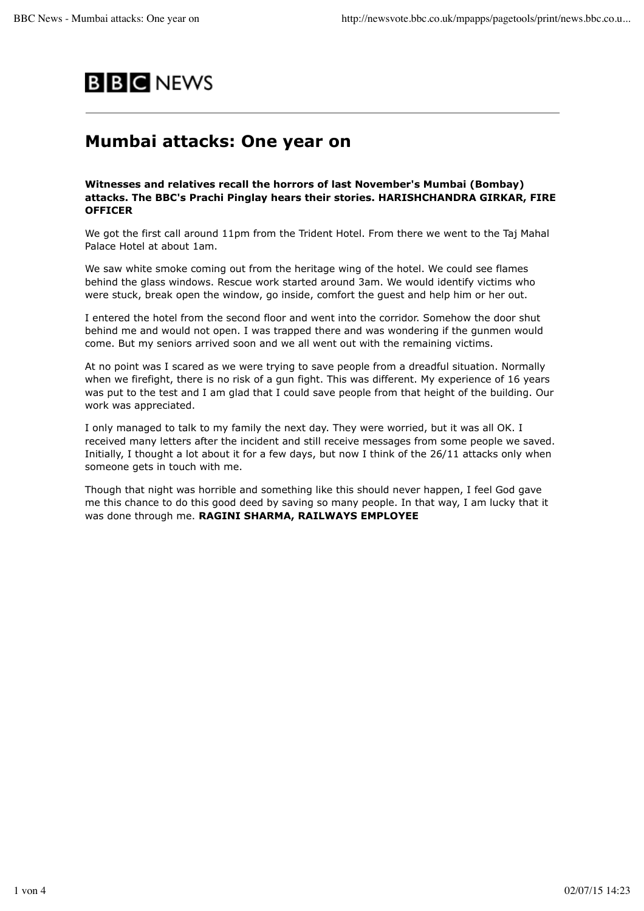**BBC NEWS**

# Mumbai attacks: One year on

**Witnesses and relatives recall the horrors of last November's Mumbai (Bombay) attacks. The BBC's Prachi Pinglay hears their stories. HARISHCHANDRA GIRKAR, FIRE OFFICER**

We got the first call around 11pm from the Trident Hotel. From there we went to the Taj Mahal Palace Hotel at about 1am.

We saw white smoke coming out from the heritage wing of the hotel. We could see flames behind the glass windows. Rescue work started around 3am. We would identify victims who were stuck, break open the window, go inside, comfort the guest and help him or her out.

I entered the hotel from the second floor and went into the corridor. Somehow the door shut behind me and would not open. I was trapped there and was wondering if the gunmen would come. But my seniors arrived soon and we all went out with the remaining victims.

At no point was I scared as we were trying to save people from a dreadful situation. Normally when we firefight, there is no risk of a gun fight. This was different. My experience of 16 years was put to the test and I am glad that I could save people from that height of the building. Our work was appreciated.

I only managed to talk to my family the next day. They were worried, but it was all OK. I received many letters after the incident and still receive messages from some people we saved. Initially, I thought a lot about it for a few days, but now I think of the 26/11 attacks only when someone gets in touch with me.

Though that night was horrible and something like this should never happen, I feel God gave me this chance to do this good deed by saving so many people. In that way, I am lucky that it was done through me. **RAGINI SHARMA, RAILWAYS EMPLOYEE**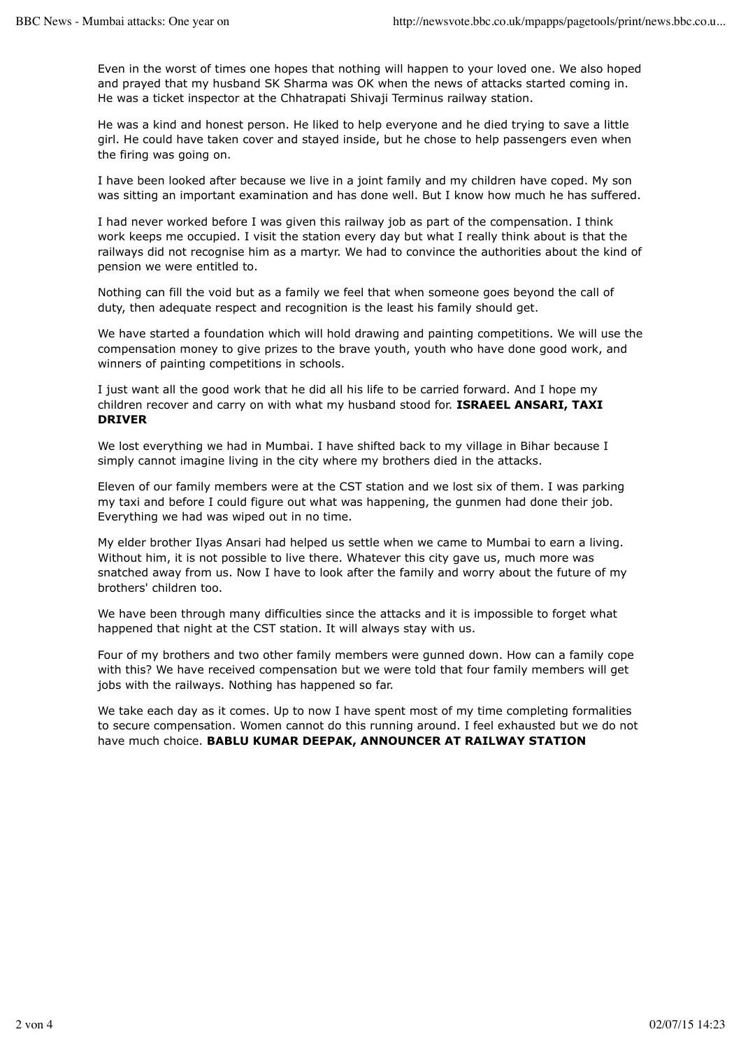Even in the worst of times one hopes that nothing will happen to your loved one. We also hoped and prayed that my husband SK Sharma was OK when the news of attacks started coming in. He was a ticket inspector at the Chhatrapati Shivaji Terminus railway station.

He was a kind and honest person. He liked to help everyone and he died trying to save a little girl. He could have taken cover and stayed inside, but he chose to help passengers even when the firing was going on.

I have been looked after because we live in a joint family and my children have coped. My son was sitting an important examination and has done well. But I know how much he has suffered.

I had never worked before I was given this railway job as part of the compensation. I think work keeps me occupied. I visit the station every day but what I really think about is that the railways did not recognise him as a martyr. We had to convince the authorities about the kind of pension we were entitled to.

Nothing can fill the void but as a family we feel that when someone goes beyond the call of duty, then adequate respect and recognition is the least his family should get.

We have started a foundation which will hold drawing and painting competitions. We will use the compensation money to give prizes to the brave youth, youth who have done good work, and winners of painting competitions in schools.

I just want all the good work that he did all his life to be carried forward. And I hope my children recover and carry on with what my husband stood for. **ISRAEEL ANSARI, TAXI DRIVER**

We lost everything we had in Mumbai. I have shifted back to my village in Bihar because I simply cannot imagine living in the city where my brothers died in the attacks.

Eleven of our family members were at the CST station and we lost six of them. I was parking my taxi and before I could figure out what was happening, the gunmen had done their job. Everything we had was wiped out in no time.

My elder brother Ilyas Ansari had helped us settle when we came to Mumbai to earn a living. Without him, it is not possible to live there. Whatever this city gave us, much more was snatched away from us. Now I have to look after the family and worry about the future of my brothers' children too.

We have been through many difficulties since the attacks and it is impossible to forget what happened that night at the CST station. It will always stay with us.

Four of my brothers and two other family members were gunned down. How can a family cope with this? We have received compensation but we were told that four family members will get jobs with the railways. Nothing has happened so far.

We take each day as it comes. Up to now I have spent most of my time completing formalities to secure compensation. Women cannot do this running around. I feel exhausted but we do not have much choice. **BABLU KUMAR DEEPAK, ANNOUNCER AT RAILWAY STATION**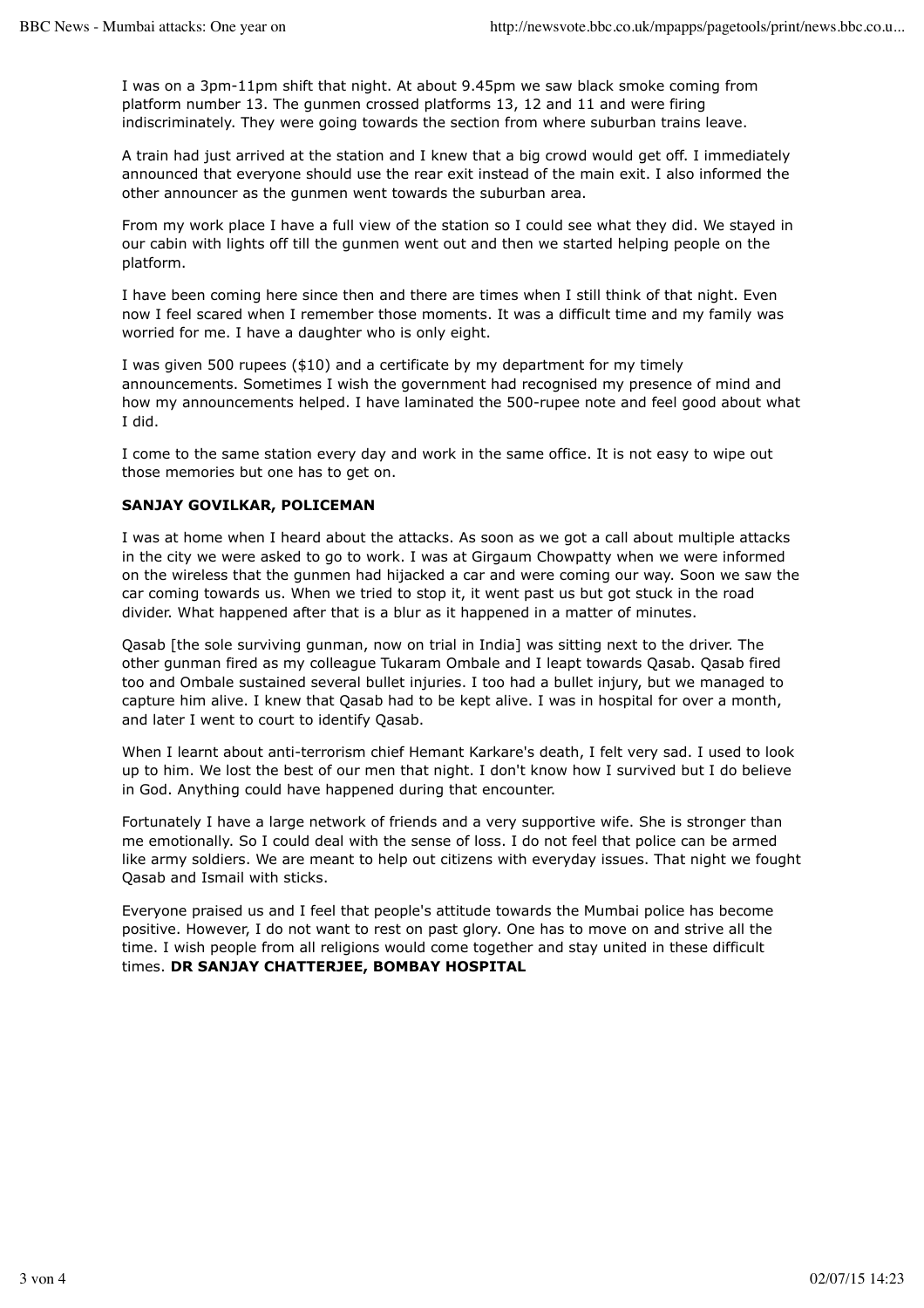I was on a 3pm-11pm shift that night. At about 9.45pm we saw black smoke coming from platform number 13. The gunmen crossed platforms 13, 12 and 11 and were firing indiscriminately. They were going towards the section from where suburban trains leave.

A train had just arrived at the station and I knew that a big crowd would get off. I immediately announced that everyone should use the rear exit instead of the main exit. I also informed the other announcer as the gunmen went towards the suburban area.

From my work place I have a full view of the station so I could see what they did. We stayed in our cabin with lights off till the gunmen went out and then we started helping people on the platform.

I have been coming here since then and there are times when I still think of that night. Even now I feel scared when I remember those moments. It was a difficult time and my family was worried for me. I have a daughter who is only eight.

I was given 500 rupees ($10) and a certificate by my department for my timely announcements. Sometimes I wish the government had recognised my presence of mind and how my announcements helped. I have laminated the 500-rupee note and feel good about what I did.

I come to the same station every day and work in the same office. It is not easy to wipe out those memories but one has to get on.

**SANJAY GOVILKAR, POLICEMAN**

I was at home when I heard about the attacks. As soon as we got a call about multiple attacks in the city we were asked to go to work. I was at Girgaum Chowpatty when we were informed on the wireless that the gunmen had hijacked a car and were coming our way. Soon we saw the car coming towards us. When we tried to stop it, it went past us but got stuck in the road divider. What happened after that is a blur as it happened in a matter of minutes.

Qasab [the sole surviving gunman, now on trial in India] was sitting next to the driver. The other gunman fired as my colleague Tukaram Ombale and I leapt towards Qasab. Qasab fired too and Ombale sustained several bullet injuries. I too had a bullet injury, but we managed to capture him alive. I knew that Qasab had to be kept alive. I was in hospital for over a month, and later I went to court to identify Qasab.

When I learnt about anti-terrorism chief Hemant Karkare's death, I felt very sad. I used to look up to him. We lost the best of our men that night. I don't know how I survived but I do believe in God. Anything could have happened during that encounter.

Fortunately I have a large network of friends and a very supportive wife. She is stronger than me emotionally. So I could deal with the sense of loss. I do not feel that police can be armed like army soldiers. We are meant to help out citizens with everyday issues. That night we fought Qasab and Ismail with sticks.

Everyone praised us and I feel that people's attitude towards the Mumbai police has become positive. However, I do not want to rest on past glory. One has to move on and strive all the time. I wish people from all religions would come together and stay united in these difficult times. **DR SANJAY CHATTERJEE, BOMBAY HOSPITAL**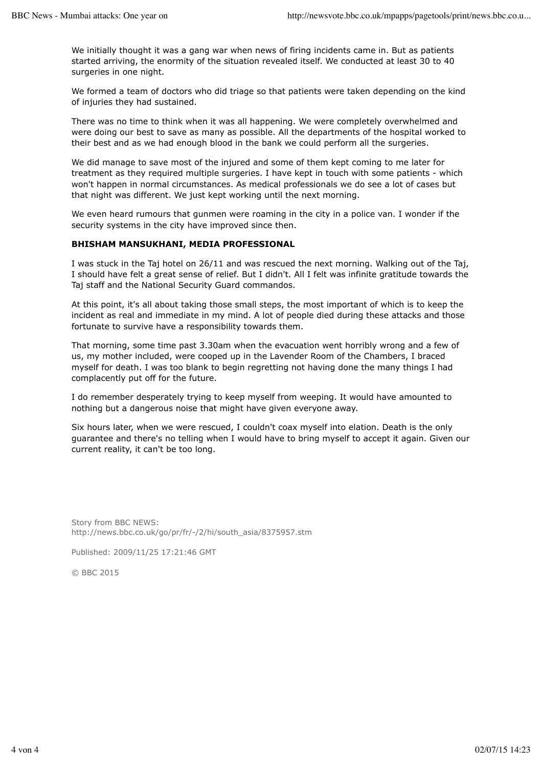We initially thought it was a gang war when news of firing incidents came in. But as patients started arriving, the enormity of the situation revealed itself. We conducted at least 30 to 40 surgeries in one night.

We formed a team of doctors who did triage so that patients were taken depending on the kind of injuries they had sustained.

There was no time to think when it was all happening. We were completely overwhelmed and were doing our best to save as many as possible. All the departments of the hospital worked to their best and as we had enough blood in the bank we could perform all the surgeries.

We did manage to save most of the injured and some of them kept coming to me later for treatment as they required multiple surgeries. I have kept in touch with some patients - which won't happen in normal circumstances. As medical professionals we do see a lot of cases but that night was different. We just kept working until the next morning.

We even heard rumours that gunmen were roaming in the city in a police van. I wonder if the security systems in the city have improved since then.

**BHISHAM MANSUKHANI, MEDIA PROFESSIONAL**

I was stuck in the Taj hotel on 26/11 and was rescued the next morning. Walking out of the Taj, I should have felt a great sense of relief. But I didn't. All I felt was infinite gratitude towards the Taj staff and the National Security Guard commandos.

At this point, it's all about taking those small steps, the most important of which is to keep the incident as real and immediate in my mind. A lot of people died during these attacks and those fortunate to survive have a responsibility towards them.

That morning, some time past 3.30am when the evacuation went horribly wrong and a few of us, my mother included, were cooped up in the Lavender Room of the Chambers, I braced myself for death. I was too blank to begin regretting not having done the many things I had complacently put off for the future.

I do remember desperately trying to keep myself from weeping. It would have amounted to nothing but a dangerous noise that might have given everyone away.

Six hours later, when we were rescued, I couldn't coax myself into elation. Death is the only guarantee and there's no telling when I would have to bring myself to accept it again. Given our current reality, it can't be too long.

Story from BBC NEWS:
http://news.bbc.co.uk/go/pr/fr/-/2/hi/south_asia/8375957.stm

Published: 2009/11/25 17:21:46 GMT

© BBC 2015